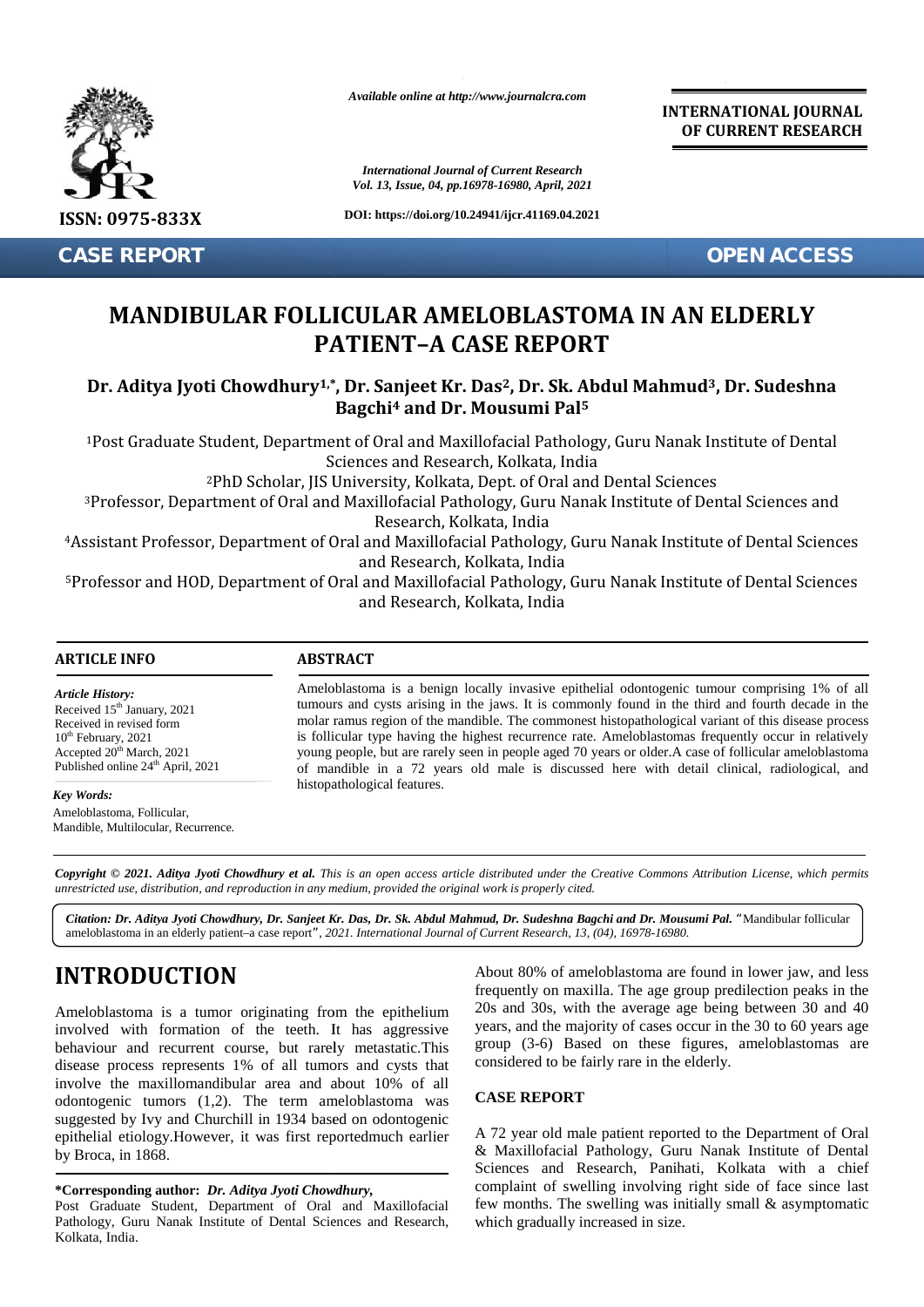ISSN: 0975-833X

*Available online at http://www.journalcra.com*

*International Journal of Current Research*
*Vol. 13, Issue, 04, pp.16978-16980, April, 2021*

**DOI: https://doi.org/10.24941/ijcr.41169.04.2021**

**INTERNATIONAL JOURNAL OF CURRENT RESEARCH**

**CASE REPORT** **OPEN ACCESS**

# MANDIBULAR FOLLICULAR AMELOBLASTOMA IN AN ELDERLY PATIENT–A CASE REPORT

**Dr. Aditya Jyoti Chowdhury[1,*], Dr. Sanjeet Kr. Das[2], Dr. Sk. Abdul Mahmud[3], Dr. Sudeshna Bagchi[4] and Dr. Mousumi Pal[5]**

[1]Post Graduate Student, Department of Oral and Maxillofacial Pathology, Guru Nanak Institute of Dental Sciences and Research, Kolkata, India

[2]PhD Scholar, JIS University, Kolkata, Dept. of Oral and Dental Sciences

[3]Professor, Department of Oral and Maxillofacial Pathology, Guru Nanak Institute of Dental Sciences and Research, Kolkata, India

[4]Assistant Professor, Department of Oral and Maxillofacial Pathology, Guru Nanak Institute of Dental Sciences and Research, Kolkata, India

[5]Professor and HOD, Department of Oral and Maxillofacial Pathology, Guru Nanak Institute of Dental Sciences and Research, Kolkata, India

## ARTICLE INFO

*Article History:*
Received 15th January, 2021
Received in revised form
10th February, 2021
Accepted 20th March, 2021
Published online 24th April, 2021

*Key Words:*
Ameloblastoma, Follicular, Mandible, Multilocular, Recurrence.

## ABSTRACT

Ameloblastoma is a benign locally invasive epithelial odontogenic tumour comprising 1% of all tumours and cysts arising in the jaws. It is commonly found in the third and fourth decade in the molar ramus region of the mandible. The commonest histopathological variant of this disease process is follicular type having the highest recurrence rate. Ameloblastomas frequently occur in relatively young people, but are rarely seen in people aged 70 years or older.A case of follicular ameloblastoma of mandible in a 72 years old male is discussed here with detail clinical, radiological, and histopathological features.

***Copyright © 2021. Aditya Jyoti Chowdhury et al.*** *This is an open access article distributed under the Creative Commons Attribution License, which permits unrestricted use, distribution, and reproduction in any medium, provided the original work is properly cited.*

***Citation: Dr. Aditya Jyoti Chowdhury, Dr. Sanjeet Kr. Das, Dr. Sk. Abdul Mahmud, Dr. Sudeshna Bagchi and Dr. Mousumi Pal.*** "Mandibular follicular ameloblastoma in an elderly patient–a case report", *2021. International Journal of Current Research, 13, (04), 16978-16980.*

# INTRODUCTION

Ameloblastoma is a tumor originating from the epithelium involved with formation of the teeth. It has aggressive behaviour and recurrent course, but rarely metastatic.This disease process represents 1% of all tumors and cysts that involve the maxillomandibular area and about 10% of all odontogenic tumors (1,2). The term ameloblastoma was suggested by Ivy and Churchill in 1934 based on odontogenic epithelial etiology.However, it was first reportedmuch earlier by Broca, in 1868.

About 80% of ameloblastoma are found in lower jaw, and less frequently on maxilla. The age group predilection peaks in the 20s and 30s, with the average age being between 30 and 40 years, and the majority of cases occur in the 30 to 60 years age group (3-6) Based on these figures, ameloblastomas are considered to be fairly rare in the elderly.

## CASE REPORT

A 72 year old male patient reported to the Department of Oral & Maxillofacial Pathology, Guru Nanak Institute of Dental Sciences and Research, Panihati, Kolkata with a chief complaint of swelling involving right side of face since last few months. The swelling was initially small & asymptomatic which gradually increased in size.

**\*Corresponding author:** ***Dr. Aditya Jyoti Chowdhury,***
Post Graduate Student, Department of Oral and Maxillofacial Pathology, Guru Nanak Institute of Dental Sciences and Research, Kolkata, India.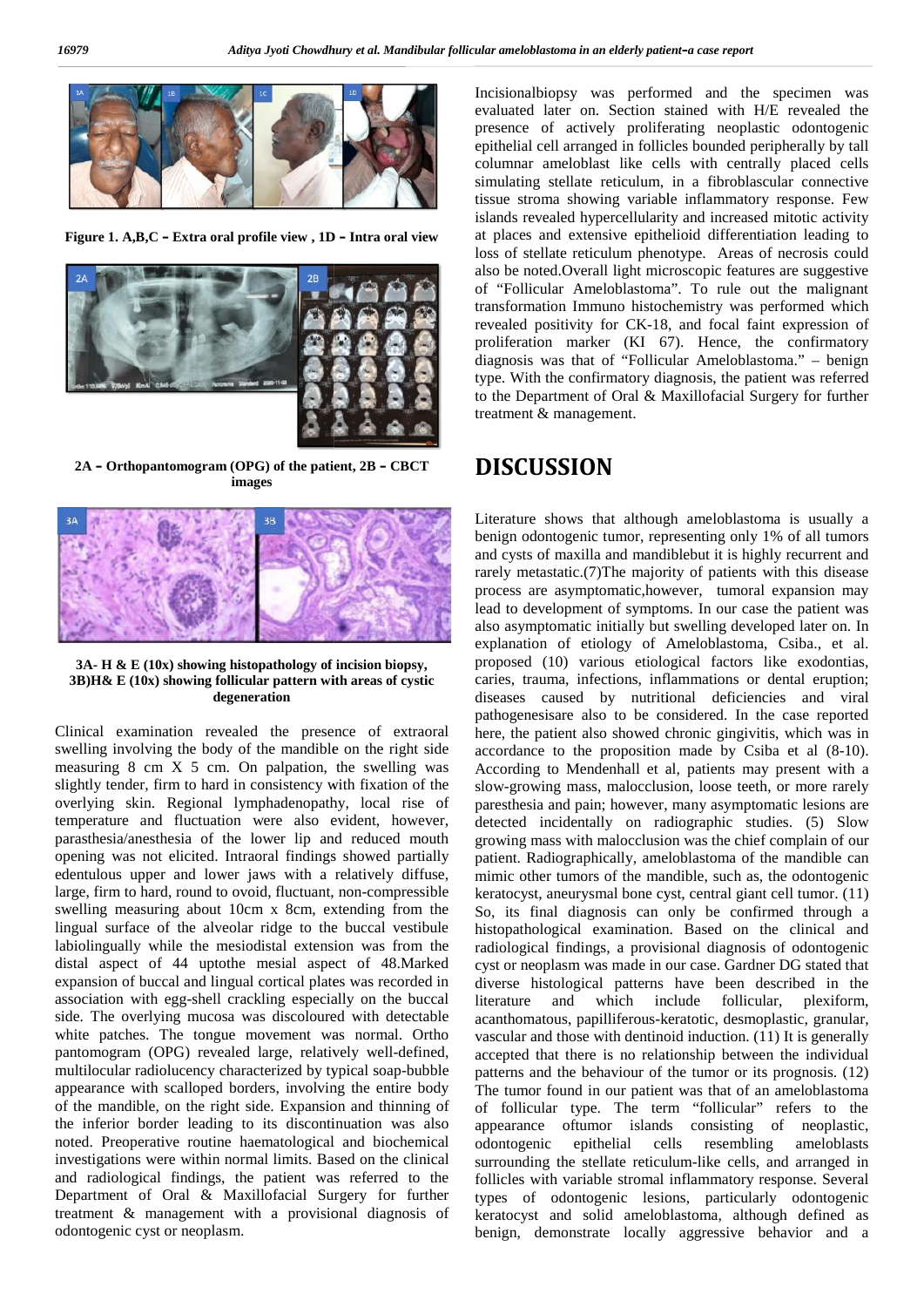Figure 1. A,B,C – Extra oral profile view , 1D – Intra oral view

2A – Orthopantomogram (OPG) of the patient, 2B – CBCT images

3A- H & E (10x) showing histopathology of incision biopsy, 3B)H& E (10x) showing follicular pattern with areas of cystic degeneration

Clinical examination revealed the presence of extraoral swelling involving the body of the mandible on the right side measuring 8 cm X 5 cm. On palpation, the swelling was slightly tender, firm to hard in consistency with fixation of the overlying skin. Regional lymphadenopathy, local rise of temperature and fluctuation were also evident, however, parasthesia/anesthesia of the lower lip and reduced mouth opening was not elicited. Intraoral findings showed partially edentulous upper and lower jaws with a relatively diffuse, large, firm to hard, round to ovoid, fluctuant, non-compressible swelling measuring about 10cm x 8cm, extending from the lingual surface of the alveolar ridge to the buccal vestibule labiolingually while the mesiodistal extension was from the distal aspect of 44 uptothe mesial aspect of 48.Marked expansion of buccal and lingual cortical plates was recorded in association with egg-shell crackling especially on the buccal side. The overlying mucosa was discoloured with detectable white patches. The tongue movement was normal. Ortho pantomogram (OPG) revealed large, relatively well-defined, multilocular radiolucency characterized by typical soap-bubble appearance with scalloped borders, involving the entire body of the mandible, on the right side. Expansion and thinning of the inferior border leading to its discontinuation was also noted. Preoperative routine haematological and biochemical investigations were within normal limits. Based on the clinical and radiological findings, the patient was referred to the Department of Oral & Maxillofacial Surgery for further treatment & management with a provisional diagnosis of odontogenic cyst or neoplasm.

Incisionalbiopsy was performed and the specimen was evaluated later on. Section stained with H/E revealed the presence of actively proliferating neoplastic odontogenic epithelial cell arranged in follicles bounded peripherally by tall columnar ameloblast like cells with centrally placed cells simulating stellate reticulum, in a fibroblascular connective tissue stroma showing variable inflammatory response. Few islands revealed hypercellularity and increased mitotic activity at places and extensive epithelioid differentiation leading to loss of stellate reticulum phenotype. Areas of necrosis could also be noted.Overall light microscopic features are suggestive of "Follicular Ameloblastoma". To rule out the malignant transformation Immuno histochemistry was performed which revealed positivity for CK-18, and focal faint expression of proliferation marker (KI 67). Hence, the confirmatory diagnosis was that of "Follicular Ameloblastoma." – benign type. With the confirmatory diagnosis, the patient was referred to the Department of Oral & Maxillofacial Surgery for further treatment & management.

# DISCUSSION

Literature shows that although ameloblastoma is usually a benign odontogenic tumor, representing only 1% of all tumors and cysts of maxilla and mandiblebut it is highly recurrent and rarely metastatic.(7)The majority of patients with this disease process are asymptomatic,however, tumoral expansion may lead to development of symptoms. In our case the patient was also asymptomatic initially but swelling developed later on. In explanation of etiology of Ameloblastoma, Csiba., et al. proposed (10) various etiological factors like exodontias, caries, trauma, infections, inflammations or dental eruption; diseases caused by nutritional deficiencies and viral pathogenesisare also to be considered. In the case reported here, the patient also showed chronic gingivitis, which was in accordance to the proposition made by Csiba et al (8-10). According to Mendenhall et al, patients may present with a slow-growing mass, malocclusion, loose teeth, or more rarely paresthesia and pain; however, many asymptomatic lesions are detected incidentally on radiographic studies. (5) Slow growing mass with malocclusion was the chief complain of our patient. Radiographically, ameloblastoma of the mandible can mimic other tumors of the mandible, such as, the odontogenic keratocyst, aneurysmal bone cyst, central giant cell tumor. (11) So, its final diagnosis can only be confirmed through a histopathological examination. Based on the clinical and radiological findings, a provisional diagnosis of odontogenic cyst or neoplasm was made in our case. Gardner DG stated that diverse histological patterns have been described in the literature and which include follicular, plexiform, acanthomatous, papilliferous-keratotic, desmoplastic, granular, vascular and those with dentinoid induction. (11) It is generally accepted that there is no relationship between the individual patterns and the behaviour of the tumor or its prognosis. (12) The tumor found in our patient was that of an ameloblastoma of follicular type. The term "follicular" refers to the appearance oftumor islands consisting of neoplastic, odontogenic epithelial cells resembling ameloblasts surrounding the stellate reticulum-like cells, and arranged in follicles with variable stromal inflammatory response. Several types of odontogenic lesions, particularly odontogenic keratocyst and solid ameloblastoma, although defined as benign, demonstrate locally aggressive behavior and a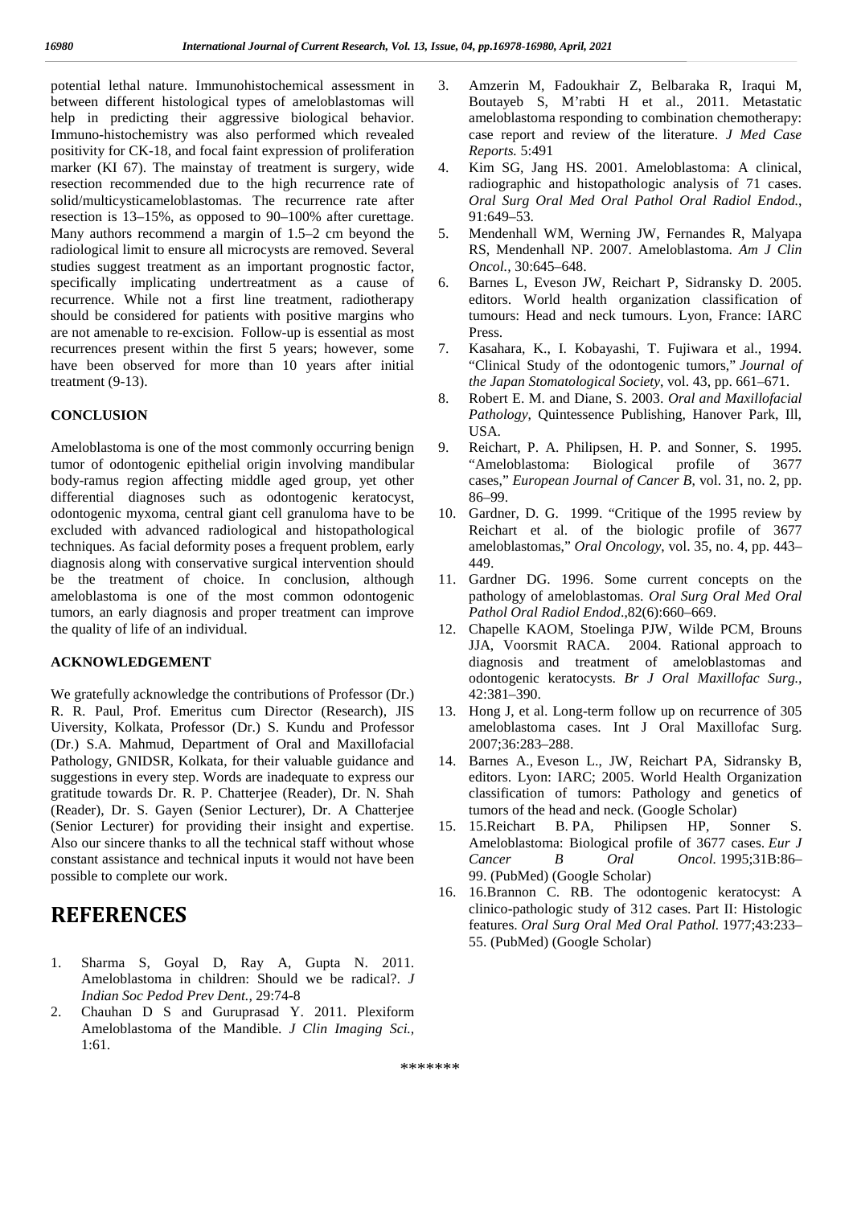potential lethal nature. Immunohistochemical assessment in between different histological types of ameloblastomas will help in predicting their aggressive biological behavior. Immuno-histochemistry was also performed which revealed positivity for CK-18, and focal faint expression of proliferation marker (KI 67). The mainstay of treatment is surgery, wide resection recommended due to the high recurrence rate of solid/multicysticameloblastomas. The recurrence rate after resection is 13–15%, as opposed to 90–100% after curettage. Many authors recommend a margin of 1.5–2 cm beyond the radiological limit to ensure all microcysts are removed. Several studies suggest treatment as an important prognostic factor, specifically implicating undertreatment as a cause of recurrence. While not a first line treatment, radiotherapy should be considered for patients with positive margins who are not amenable to re-excision. Follow-up is essential as most recurrences present within the first 5 years; however, some have been observed for more than 10 years after initial treatment (9-13).

### CONCLUSION

Ameloblastoma is one of the most commonly occurring benign tumor of odontogenic epithelial origin involving mandibular body-ramus region affecting middle aged group, yet other differential diagnoses such as odontogenic keratocyst, odontogenic myxoma, central giant cell granuloma have to be excluded with advanced radiological and histopathological techniques. As facial deformity poses a frequent problem, early diagnosis along with conservative surgical intervention should be the treatment of choice. In conclusion, although ameloblastoma is one of the most common odontogenic tumors, an early diagnosis and proper treatment can improve the quality of life of an individual.

### ACKNOWLEDGEMENT

We gratefully acknowledge the contributions of Professor (Dr.) R. R. Paul, Prof. Emeritus cum Director (Research), JIS Uiversity, Kolkata, Professor (Dr.) S. Kundu and Professor (Dr.) S.A. Mahmud, Department of Oral and Maxillofacial Pathology, GNIDSR, Kolkata, for their valuable guidance and suggestions in every step. Words are inadequate to express our gratitude towards Dr. R. P. Chatterjee (Reader), Dr. N. Shah (Reader), Dr. S. Gayen (Senior Lecturer), Dr. A Chatterjee (Senior Lecturer) for providing their insight and expertise. Also our sincere thanks to all the technical staff without whose constant assistance and technical inputs it would not have been possible to complete our work.

## REFERENCES

1. Sharma S, Goyal D, Ray A, Gupta N. 2011. Ameloblastoma in children: Should we be radical?. *J Indian Soc Pedod Prev Dent.,* 29:74-8
2. Chauhan D S and Guruprasad Y. 2011. Plexiform Ameloblastoma of the Mandible. *J Clin Imaging Sci.,* 1:61.
3. Amzerin M, Fadoukhair Z, Belbaraka R, Iraqui M, Boutayeb S, M'rabti H et al., 2011. Metastatic ameloblastoma responding to combination chemotherapy: case report and review of the literature. *J Med Case Reports.* 5:491
4. Kim SG, Jang HS. 2001. Ameloblastoma: A clinical, radiographic and histopathologic analysis of 71 cases. *Oral Surg Oral Med Oral Pathol Oral Radiol Endod.,* 91:649–53.
5. Mendenhall WM, Werning JW, Fernandes R, Malyapa RS, Mendenhall NP. 2007. Ameloblastoma. *Am J Clin Oncol.,* 30:645–648.
6. Barnes L, Eveson JW, Reichart P, Sidransky D. 2005. editors. World health organization classification of tumours: Head and neck tumours. Lyon, France: IARC Press.
7. Kasahara, K., I. Kobayashi, T. Fujiwara et al., 1994. "Clinical Study of the odontogenic tumors," *Journal of the Japan Stomatological Society*, vol. 43, pp. 661–671.
8. Robert E. M. and Diane, S. 2003. *Oral and Maxillofacial Pathology*, Quintessence Publishing, Hanover Park, Ill, USA.
9. Reichart, P. A. Philipsen, H. P. and Sonner, S. 1995. "Ameloblastoma: Biological profile of 3677 cases," *European Journal of Cancer B*, vol. 31, no. 2, pp. 86–99.
10. Gardner, D. G. 1999. "Critique of the 1995 review by Reichart et al. of the biologic profile of 3677 ameloblastomas," *Oral Oncology*, vol. 35, no. 4, pp. 443–449.
11. Gardner DG. 1996. Some current concepts on the pathology of ameloblastomas. *Oral Surg Oral Med Oral Pathol Oral Radiol Endod*.,82(6):660–669.
12. Chapelle KAOM, Stoelinga PJW, Wilde PCM, Brouns JJA, Voorsmit RACA. 2004. Rational approach to diagnosis and treatment of ameloblastomas and odontogenic keratocysts. *Br J Oral Maxillofac Surg.,* 42:381–390.
13. Hong J, et al. Long-term follow up on recurrence of 305 ameloblastoma cases. Int J Oral Maxillofac Surg. 2007;36:283–288.
14. Barnes A., Eveson L., JW, Reichart PA, Sidransky B, editors. Lyon: IARC; 2005. World Health Organization classification of tumors: Pathology and genetics of tumors of the head and neck. (Google Scholar)
15. 15.Reichart B. PA, Philipsen HP, Sonner S. Ameloblastoma: Biological profile of 3677 cases. *Eur J Cancer B Oral Oncol.* 1995;31B:86–99. (PubMed) (Google Scholar)
16. 16.Brannon C. RB. The odontogenic keratocyst: A clinico-pathologic study of 312 cases. Part II: Histologic features. *Oral Surg Oral Med Oral Pathol.* 1977;43:233–55. (PubMed) (Google Scholar)

*******